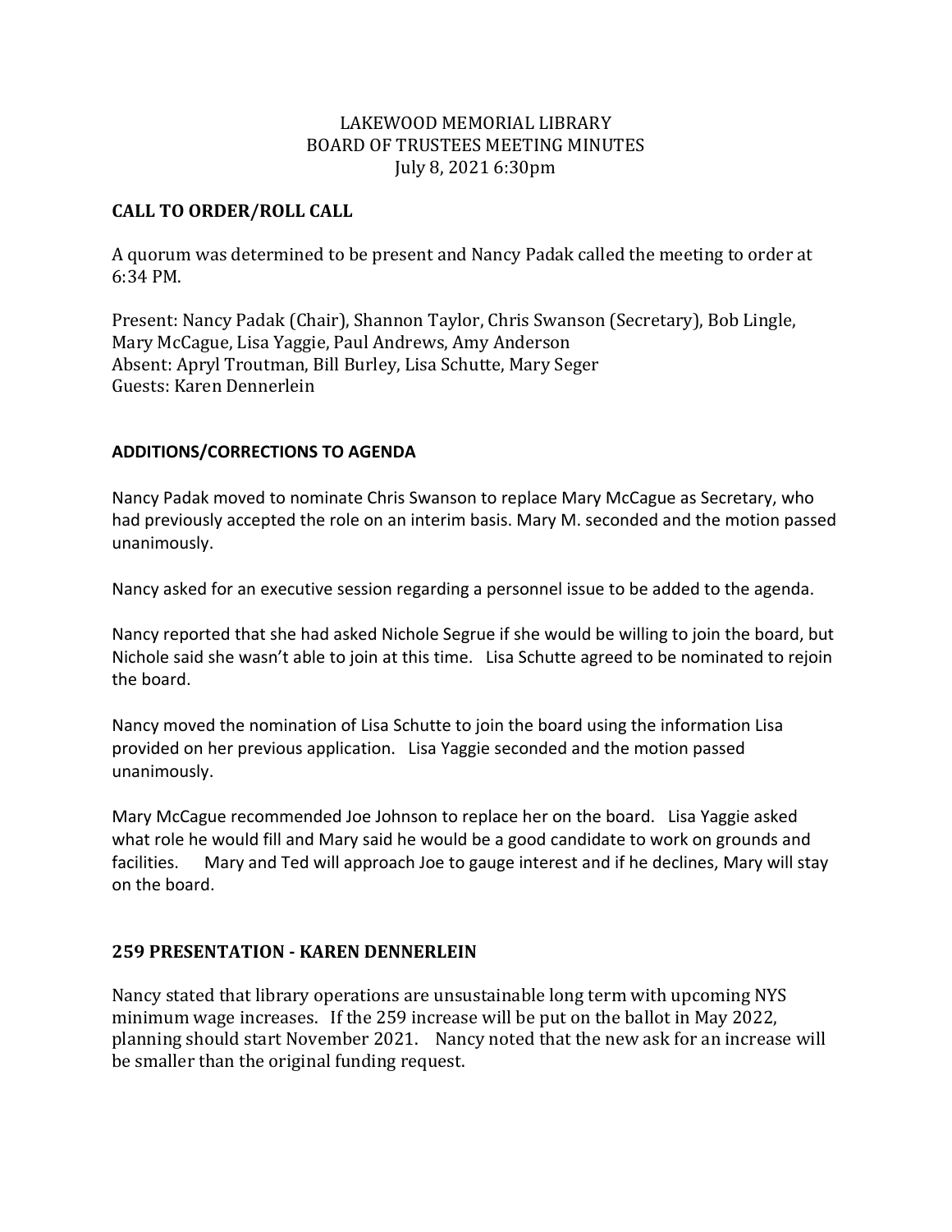LAKEWOOD MEMORIAL LIBRARY
BOARD OF TRUSTEES MEETING MINUTES
July 8, 2021 6:30pm

## CALL TO ORDER/ROLL CALL

A quorum was determined to be present and Nancy Padak called the meeting to order at 6:34 PM.

Present: Nancy Padak (Chair), Shannon Taylor, Chris Swanson (Secretary), Bob Lingle, Mary McCague, Lisa Yaggie, Paul Andrews, Amy Anderson
Absent: Apryl Troutman, Bill Burley, Lisa Schutte, Mary Seger
Guests: Karen Dennerlein

## ADDITIONS/CORRECTIONS TO AGENDA

Nancy Padak moved to nominate Chris Swanson to replace Mary McCague as Secretary, who had previously accepted the role on an interim basis. Mary M. seconded and the motion passed unanimously.

Nancy asked for an executive session regarding a personnel issue to be added to the agenda.

Nancy reported that she had asked Nichole Segrue if she would be willing to join the board, but Nichole said she wasn't able to join at this time. Lisa Schutte agreed to be nominated to rejoin the board.

Nancy moved the nomination of Lisa Schutte to join the board using the information Lisa provided on her previous application. Lisa Yaggie seconded and the motion passed unanimously.

Mary McCague recommended Joe Johnson to replace her on the board. Lisa Yaggie asked what role he would fill and Mary said he would be a good candidate to work on grounds and facilities. Mary and Ted will approach Joe to gauge interest and if he declines, Mary will stay on the board.

## 259 PRESENTATION - KAREN DENNERLEIN

Nancy stated that library operations are unsustainable long term with upcoming NYS minimum wage increases. If the 259 increase will be put on the ballot in May 2022, planning should start November 2021. Nancy noted that the new ask for an increase will be smaller than the original funding request.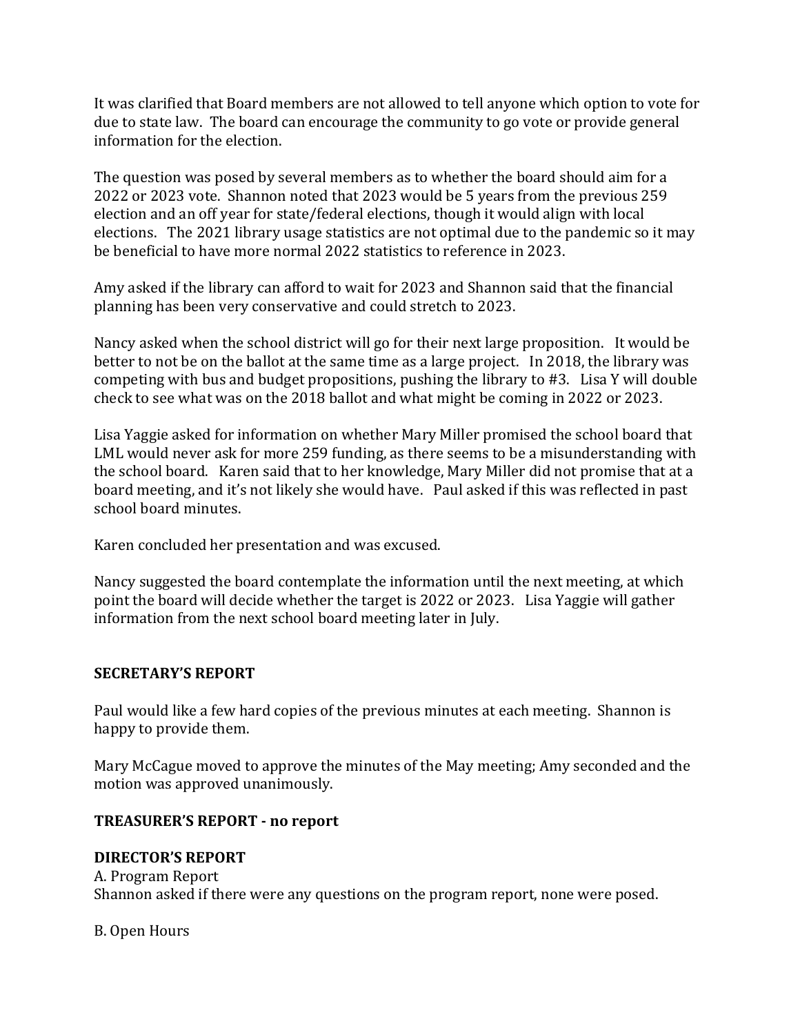It was clarified that Board members are not allowed to tell anyone which option to vote for due to state law. The board can encourage the community to go vote or provide general information for the election.

The question was posed by several members as to whether the board should aim for a 2022 or 2023 vote. Shannon noted that 2023 would be 5 years from the previous 259 election and an off year for state/federal elections, though it would align with local elections. The 2021 library usage statistics are not optimal due to the pandemic so it may be beneficial to have more normal 2022 statistics to reference in 2023.

Amy asked if the library can afford to wait for 2023 and Shannon said that the financial planning has been very conservative and could stretch to 2023.

Nancy asked when the school district will go for their next large proposition. It would be better to not be on the ballot at the same time as a large project. In 2018, the library was competing with bus and budget propositions, pushing the library to #3. Lisa Y will double check to see what was on the 2018 ballot and what might be coming in 2022 or 2023.

Lisa Yaggie asked for information on whether Mary Miller promised the school board that LML would never ask for more 259 funding, as there seems to be a misunderstanding with the school board. Karen said that to her knowledge, Mary Miller did not promise that at a board meeting, and it's not likely she would have. Paul asked if this was reflected in past school board minutes.

Karen concluded her presentation and was excused.

Nancy suggested the board contemplate the information until the next meeting, at which point the board will decide whether the target is 2022 or 2023. Lisa Yaggie will gather information from the next school board meeting later in July.

**SECRETARY'S REPORT**

Paul would like a few hard copies of the previous minutes at each meeting. Shannon is happy to provide them.

Mary McCague moved to approve the minutes of the May meeting; Amy seconded and the motion was approved unanimously.

**TREASURER'S REPORT - no report**

**DIRECTOR'S REPORT**

A. Program Report
Shannon asked if there were any questions on the program report, none were posed.

B. Open Hours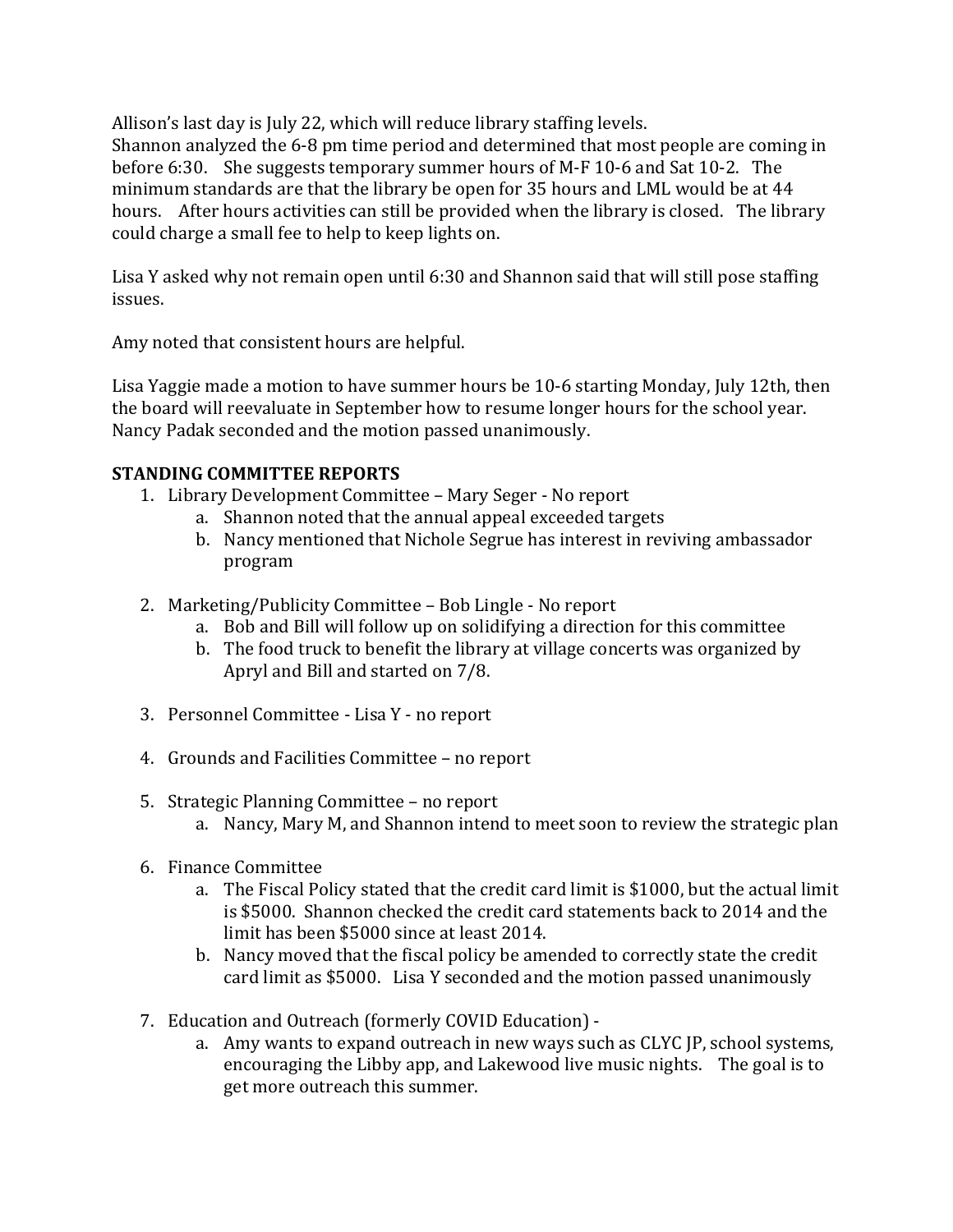Allison's last day is July 22, which will reduce library staffing levels.
Shannon analyzed the 6-8 pm time period and determined that most people are coming in before 6:30. She suggests temporary summer hours of M-F 10-6 and Sat 10-2. The minimum standards are that the library be open for 35 hours and LML would be at 44 hours. After hours activities can still be provided when the library is closed. The library could charge a small fee to help to keep lights on.

Lisa Y asked why not remain open until 6:30 and Shannon said that will still pose staffing issues.

Amy noted that consistent hours are helpful.

Lisa Yaggie made a motion to have summer hours be 10-6 starting Monday, July 12th, then the board will reevaluate in September how to resume longer hours for the school year. Nancy Padak seconded and the motion passed unanimously.

**STANDING COMMITTEE REPORTS**

1. Library Development Committee – Mary Seger - No report
   a. Shannon noted that the annual appeal exceeded targets
   b. Nancy mentioned that Nichole Segrue has interest in reviving ambassador program

2. Marketing/Publicity Committee – Bob Lingle - No report
   a. Bob and Bill will follow up on solidifying a direction for this committee
   b. The food truck to benefit the library at village concerts was organized by Apryl and Bill and started on 7/8.

3. Personnel Committee - Lisa Y - no report

4. Grounds and Facilities Committee – no report

5. Strategic Planning Committee – no report
   a. Nancy, Mary M, and Shannon intend to meet soon to review the strategic plan

6. Finance Committee
   a. The Fiscal Policy stated that the credit card limit is $1000, but the actual limit is $5000. Shannon checked the credit card statements back to 2014 and the limit has been $5000 since at least 2014.
   b. Nancy moved that the fiscal policy be amended to correctly state the credit card limit as $5000. Lisa Y seconded and the motion passed unanimously

7. Education and Outreach (formerly COVID Education) -
   a. Amy wants to expand outreach in new ways such as CLYC JP, school systems, encouraging the Libby app, and Lakewood live music nights. The goal is to get more outreach this summer.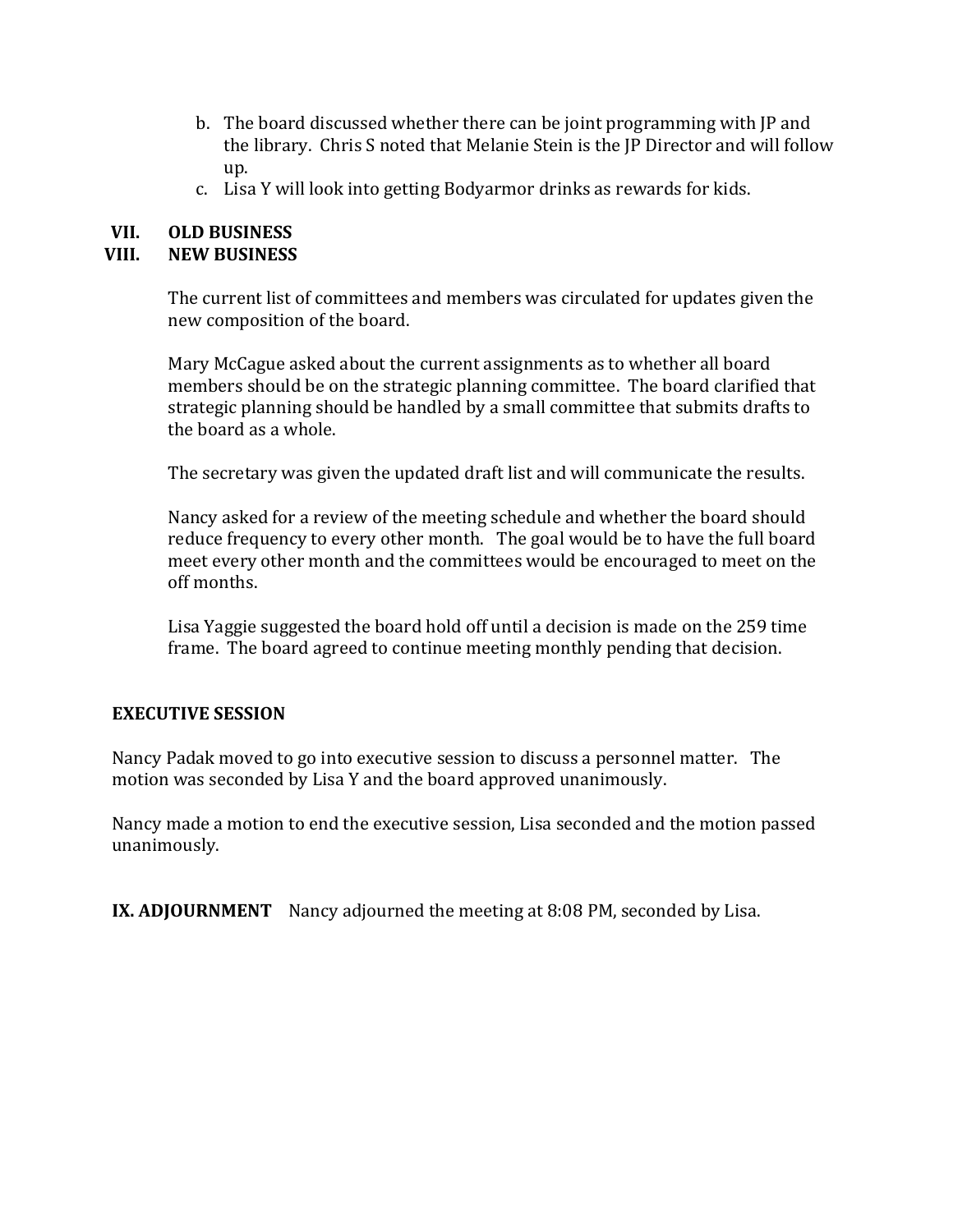b. The board discussed whether there can be joint programming with JP and the library. Chris S noted that Melanie Stein is the JP Director and will follow up.

c. Lisa Y will look into getting Bodyarmor drinks as rewards for kids.

## VII. OLD BUSINESS

## VIII. NEW BUSINESS

The current list of committees and members was circulated for updates given the new composition of the board.

Mary McCague asked about the current assignments as to whether all board members should be on the strategic planning committee. The board clarified that strategic planning should be handled by a small committee that submits drafts to the board as a whole.

The secretary was given the updated draft list and will communicate the results.

Nancy asked for a review of the meeting schedule and whether the board should reduce frequency to every other month. The goal would be to have the full board meet every other month and the committees would be encouraged to meet on the off months.

Lisa Yaggie suggested the board hold off until a decision is made on the 259 time frame. The board agreed to continue meeting monthly pending that decision.

## EXECUTIVE SESSION

Nancy Padak moved to go into executive session to discuss a personnel matter. The motion was seconded by Lisa Y and the board approved unanimously.

Nancy made a motion to end the executive session, Lisa seconded and the motion passed unanimously.

**IX. ADJOURNMENT** Nancy adjourned the meeting at 8:08 PM, seconded by Lisa.